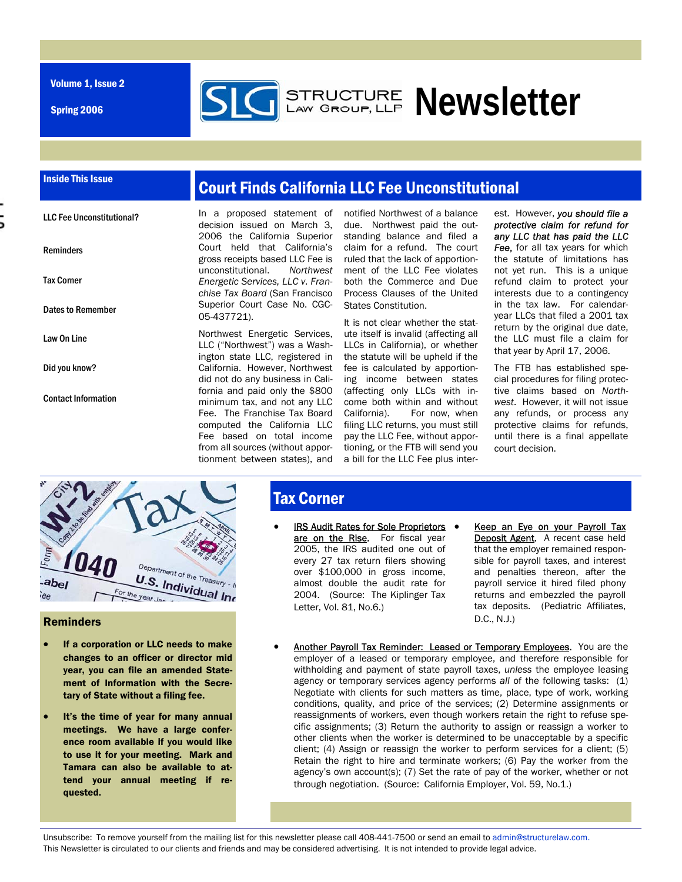Volume 1, Issue 2

Spring 2006

# SLG Structure Law Group, LLP Newsletter

## Inside This Issue

- LLC Fee Unconstitutional?
- Reminders
- Tax Corner
- Dates to Remember
- Law On Line
- Did you know?
- Contact Information

## Court Finds California LLC Fee Unconstitutional

In a proposed statement of decision issued on March 3, 2006 the California Superior Court held that California's gross receipts based LLC Fee is unconstitutional. *Northwest Energetic Services, LLC v. Franchise Tax Board* (San Francisco Superior Court Case No. CGC-05-437721).

Northwest Energetic Services, LLC ("Northwest") was a Washington state LLC, registered in California. However, Northwest did not do any business in California and paid only the $800 minimum tax, and not any LLC Fee. The Franchise Tax Board computed the California LLC Fee based on total income from all sources (without apportionment between states), and notified Northwest of a balance due. Northwest paid the outstanding balance and filed a claim for a refund. The court ruled that the lack of apportionment of the LLC Fee violates both the Commerce and Due Process Clauses of the United States Constitution.

It is not clear whether the statute itself is invalid (affecting all LLCs in California), or whether the statute will be upheld if the fee is calculated by apportioning income between states (affecting only LLCs with income both within and without California). For now, when filing LLC returns, you must still pay the LLC Fee, without apportioning, or the FTB will send you a bill for the LLC Fee plus interest. However, ***you should file a protective claim for refund for any LLC that has paid the LLC Fee,*** for all tax years for which the statute of limitations has not yet run. This is a unique refund claim to protect your interests due to a contingency in the tax law. For calendar-year LLCs that filed a 2001 tax return by the original due date, the LLC must file a claim for that year by April 17, 2006.

The FTB has established special procedures for filing protective claims based on *Northwest*. However, it will not issue any refunds, or process any protective claims for refunds, until there is a final appellate court decision.

## Reminders

- **If a corporation or LLC needs to make changes to an officer or director mid year, you can file an amended Statement of Information with the Secretary of State without a filing fee.**
- **It's the time of year for many annual meetings. We have a large conference room available if you would like to use it for your meeting. Mark and Tamara can also be available to attend your annual meeting if requested.**

## Tax Corner

- <u>IRS Audit Rates for Sole Proprietors are on the Rise.</u> For fiscal year 2005, the IRS audited one out of every 27 tax return filers showing over $100,000 in gross income, almost double the audit rate for 2004. (Source: The Kiplinger Tax Letter, Vol. 81, No.6.)
- <u>Keep an Eye on your Payroll Tax Deposit Agent.</u> A recent case held that the employer remained responsible for payroll taxes, and interest and penalties thereon, after the payroll service it hired filed phony returns and embezzled the payroll tax deposits. (Pediatric Affiliates, D.C., N.J.)
- <u>Another Payroll Tax Reminder: Leased or Temporary Employees.</u> You are the employer of a leased or temporary employee, and therefore responsible for withholding and payment of state payroll taxes, *unless* the employee leasing agency or temporary services agency performs *all* of the following tasks: (1) Negotiate with clients for such matters as time, place, type of work, working conditions, quality, and price of the services; (2) Determine assignments or reassignments of workers, even though workers retain the right to refuse specific assignments; (3) Return the authority to assign or reassign a worker to other clients when the worker is determined to be unacceptable by a specific client; (4) Assign or reassign the worker to perform services for a client; (5) Retain the right to hire and terminate workers; (6) Pay the worker from the agency's own account(s); (7) Set the rate of pay of the worker, whether or not through negotiation. (Source: California Employer, Vol. 59, No.1.)

Unsubscribe: To remove yourself from the mailing list for this newsletter please call 408-441-7500 or send an email to admin@structurelaw.com.
This Newsletter is circulated to our clients and friends and may be considered advertising. It is not intended to provide legal advice.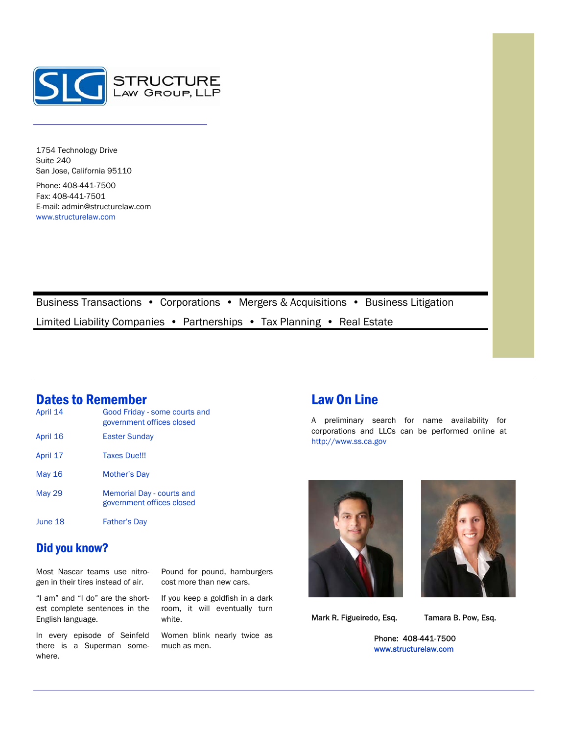STRUCTURE LAW GROUP, LLP

1754 Technology Drive
Suite 240
San Jose, California 95110

Phone: 408-441-7500
Fax: 408-441-7501
E-mail: admin@structurelaw.com
www.structurelaw.com

Business Transactions • Corporations • Mergers & Acquisitions • Business Litigation

Limited Liability Companies • Partnerships • Tax Planning • Real Estate

## Dates to Remember

| | |
|---|---|
| April 14 | Good Friday - some courts and government offices closed |
| April 16 | Easter Sunday |
| April 17 | Taxes Due!!! |
| May 16 | Mother's Day |
| May 29 | Memorial Day - courts and government offices closed |
| June 18 | Father's Day |

## Did you know?

Most Nascar teams use nitrogen in their tires instead of air.

"I am" and "I do" are the shortest complete sentences in the English language.

In every episode of Seinfeld there is a Superman somewhere.

Pound for pound, hamburgers cost more than new cars.

If you keep a goldfish in a dark room, it will eventually turn white.

Women blink nearly twice as much as men.

## Law On Line

A preliminary search for name availability for corporations and LLCs can be performed online at http://www.ss.ca.gov

Mark R. Figueiredo, Esq.

Tamara B. Pow, Esq.

Phone: 408-441-7500
www.structurelaw.com